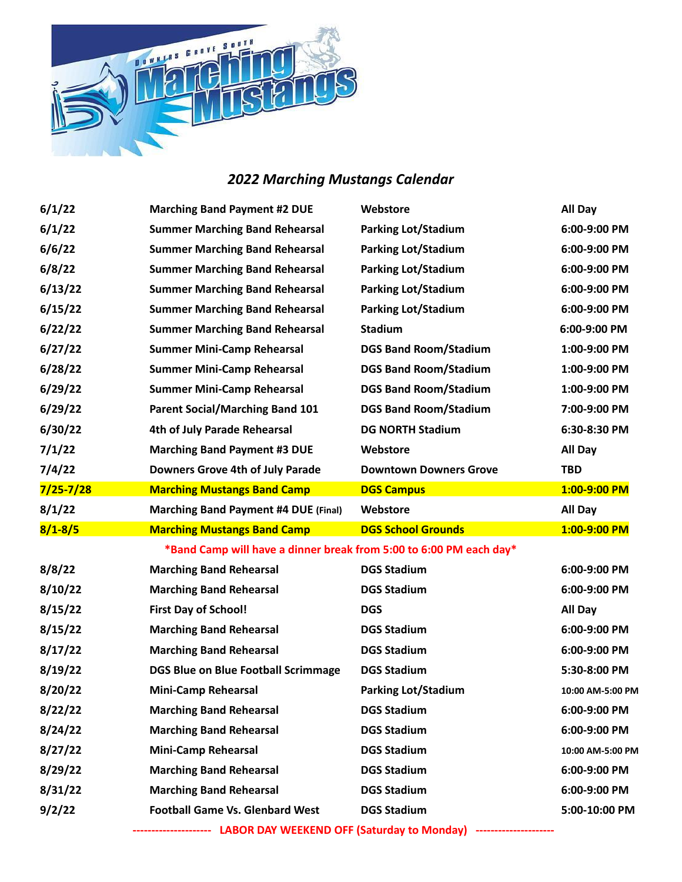# 2022 Marching Mustangs Calendar

| | | | |
|---|---|---|---|
| 6/1/22 | Marching Band Payment #2 DUE | Webstore | All Day |
| 6/1/22 | Summer Marching Band Rehearsal | Parking Lot/Stadium | 6:00-9:00 PM |
| 6/6/22 | Summer Marching Band Rehearsal | Parking Lot/Stadium | 6:00-9:00 PM |
| 6/8/22 | Summer Marching Band Rehearsal | Parking Lot/Stadium | 6:00-9:00 PM |
| 6/13/22 | Summer Marching Band Rehearsal | Parking Lot/Stadium | 6:00-9:00 PM |
| 6/15/22 | Summer Marching Band Rehearsal | Parking Lot/Stadium | 6:00-9:00 PM |
| 6/22/22 | Summer Marching Band Rehearsal | Stadium | 6:00-9:00 PM |
| 6/27/22 | Summer Mini-Camp Rehearsal | DGS Band Room/Stadium | 1:00-9:00 PM |
| 6/28/22 | Summer Mini-Camp Rehearsal | DGS Band Room/Stadium | 1:00-9:00 PM |
| 6/29/22 | Summer Mini-Camp Rehearsal | DGS Band Room/Stadium | 1:00-9:00 PM |
| 6/29/22 | Parent Social/Marching Band 101 | DGS Band Room/Stadium | 7:00-9:00 PM |
| 6/30/22 | 4th of July Parade Rehearsal | DG NORTH Stadium | 6:30-8:30 PM |
| 7/1/22 | Marching Band Payment #3 DUE | Webstore | All Day |
| 7/4/22 | Downers Grove 4th of July Parade | Downtown Downers Grove | TBD |
| 7/25-7/28 | Marching Mustangs Band Camp | DGS Campus | 1:00-9:00 PM |
| 8/1/22 | Marching Band Payment #4 DUE (Final) | Webstore | All Day |
| 8/1-8/5 | Marching Mustangs Band Camp | DGS School Grounds | 1:00-9:00 PM |
| | *Band Camp will have a dinner break from 5:00 to 6:00 PM each day* | | |
| 8/8/22 | Marching Band Rehearsal | DGS Stadium | 6:00-9:00 PM |
| 8/10/22 | Marching Band Rehearsal | DGS Stadium | 6:00-9:00 PM |
| 8/15/22 | First Day of School! | DGS | All Day |
| 8/15/22 | Marching Band Rehearsal | DGS Stadium | 6:00-9:00 PM |
| 8/17/22 | Marching Band Rehearsal | DGS Stadium | 6:00-9:00 PM |
| 8/19/22 | DGS Blue on Blue Football Scrimmage | DGS Stadium | 5:30-8:00 PM |
| 8/20/22 | Mini-Camp Rehearsal | Parking Lot/Stadium | 10:00 AM-5:00 PM |
| 8/22/22 | Marching Band Rehearsal | DGS Stadium | 6:00-9:00 PM |
| 8/24/22 | Marching Band Rehearsal | DGS Stadium | 6:00-9:00 PM |
| 8/27/22 | Mini-Camp Rehearsal | DGS Stadium | 10:00 AM-5:00 PM |
| 8/29/22 | Marching Band Rehearsal | DGS Stadium | 6:00-9:00 PM |
| 8/31/22 | Marching Band Rehearsal | DGS Stadium | 6:00-9:00 PM |
| 9/2/22 | Football Game Vs. Glenbard West | DGS Stadium | 5:00-10:00 PM |
| | --------------------- LABOR DAY WEEKEND OFF (Saturday to Monday) --------------------- | | |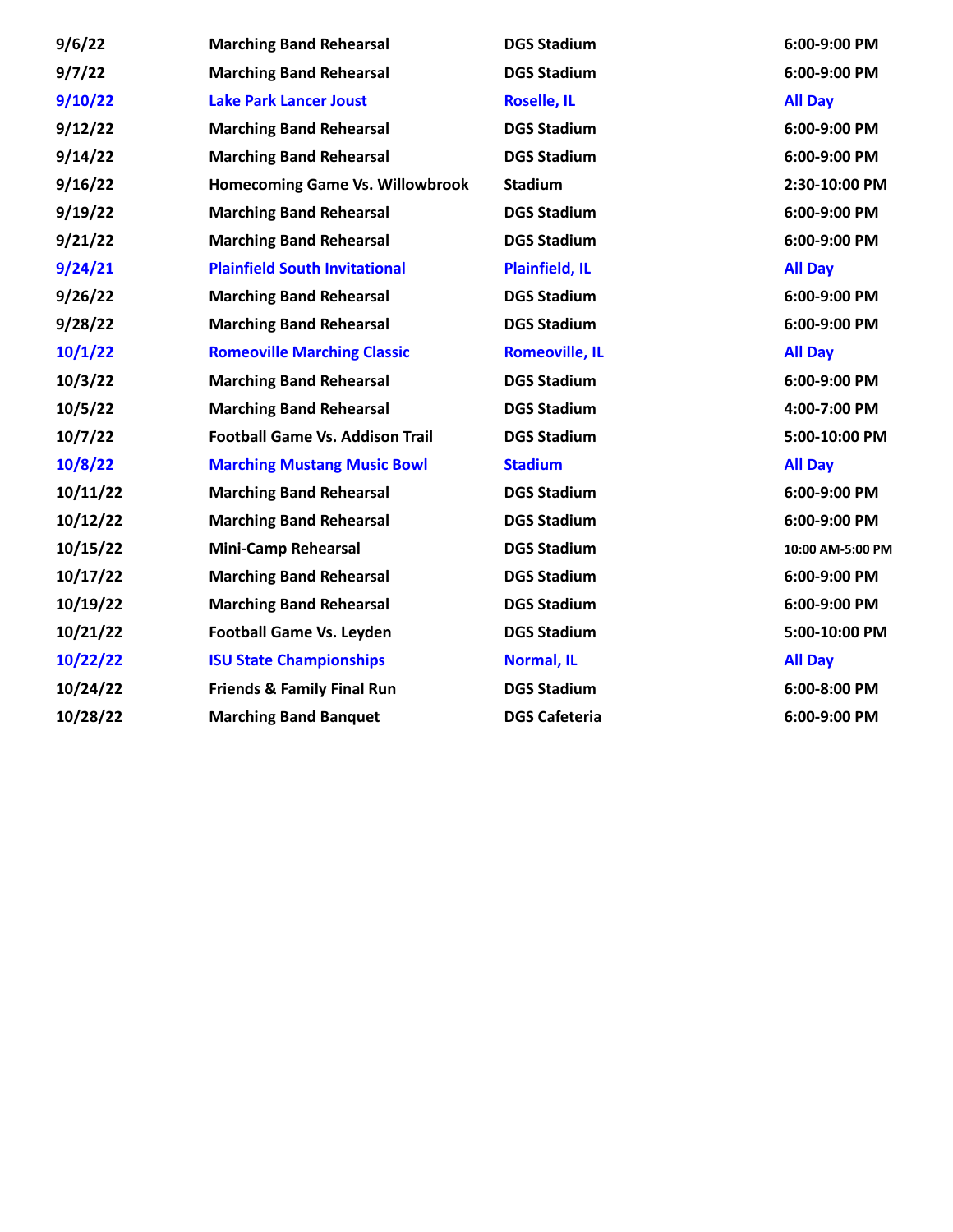| | | | |
|---|---|---|---|
| 9/6/22 | Marching Band Rehearsal | DGS Stadium | 6:00-9:00 PM |
| 9/7/22 | Marching Band Rehearsal | DGS Stadium | 6:00-9:00 PM |
| 9/10/22 | Lake Park Lancer Joust | Roselle, IL | All Day |
| 9/12/22 | Marching Band Rehearsal | DGS Stadium | 6:00-9:00 PM |
| 9/14/22 | Marching Band Rehearsal | DGS Stadium | 6:00-9:00 PM |
| 9/16/22 | Homecoming Game Vs. Willowbrook | Stadium | 2:30-10:00 PM |
| 9/19/22 | Marching Band Rehearsal | DGS Stadium | 6:00-9:00 PM |
| 9/21/22 | Marching Band Rehearsal | DGS Stadium | 6:00-9:00 PM |
| 9/24/21 | Plainfield South Invitational | Plainfield, IL | All Day |
| 9/26/22 | Marching Band Rehearsal | DGS Stadium | 6:00-9:00 PM |
| 9/28/22 | Marching Band Rehearsal | DGS Stadium | 6:00-9:00 PM |
| 10/1/22 | Romeoville Marching Classic | Romeoville, IL | All Day |
| 10/3/22 | Marching Band Rehearsal | DGS Stadium | 6:00-9:00 PM |
| 10/5/22 | Marching Band Rehearsal | DGS Stadium | 4:00-7:00 PM |
| 10/7/22 | Football Game Vs. Addison Trail | DGS Stadium | 5:00-10:00 PM |
| 10/8/22 | Marching Mustang Music Bowl | Stadium | All Day |
| 10/11/22 | Marching Band Rehearsal | DGS Stadium | 6:00-9:00 PM |
| 10/12/22 | Marching Band Rehearsal | DGS Stadium | 6:00-9:00 PM |
| 10/15/22 | Mini-Camp Rehearsal | DGS Stadium | 10:00 AM-5:00 PM |
| 10/17/22 | Marching Band Rehearsal | DGS Stadium | 6:00-9:00 PM |
| 10/19/22 | Marching Band Rehearsal | DGS Stadium | 6:00-9:00 PM |
| 10/21/22 | Football Game Vs. Leyden | DGS Stadium | 5:00-10:00 PM |
| 10/22/22 | ISU State Championships | Normal, IL | All Day |
| 10/24/22 | Friends & Family Final Run | DGS Stadium | 6:00-8:00 PM |
| 10/28/22 | Marching Band Banquet | DGS Cafeteria | 6:00-9:00 PM |